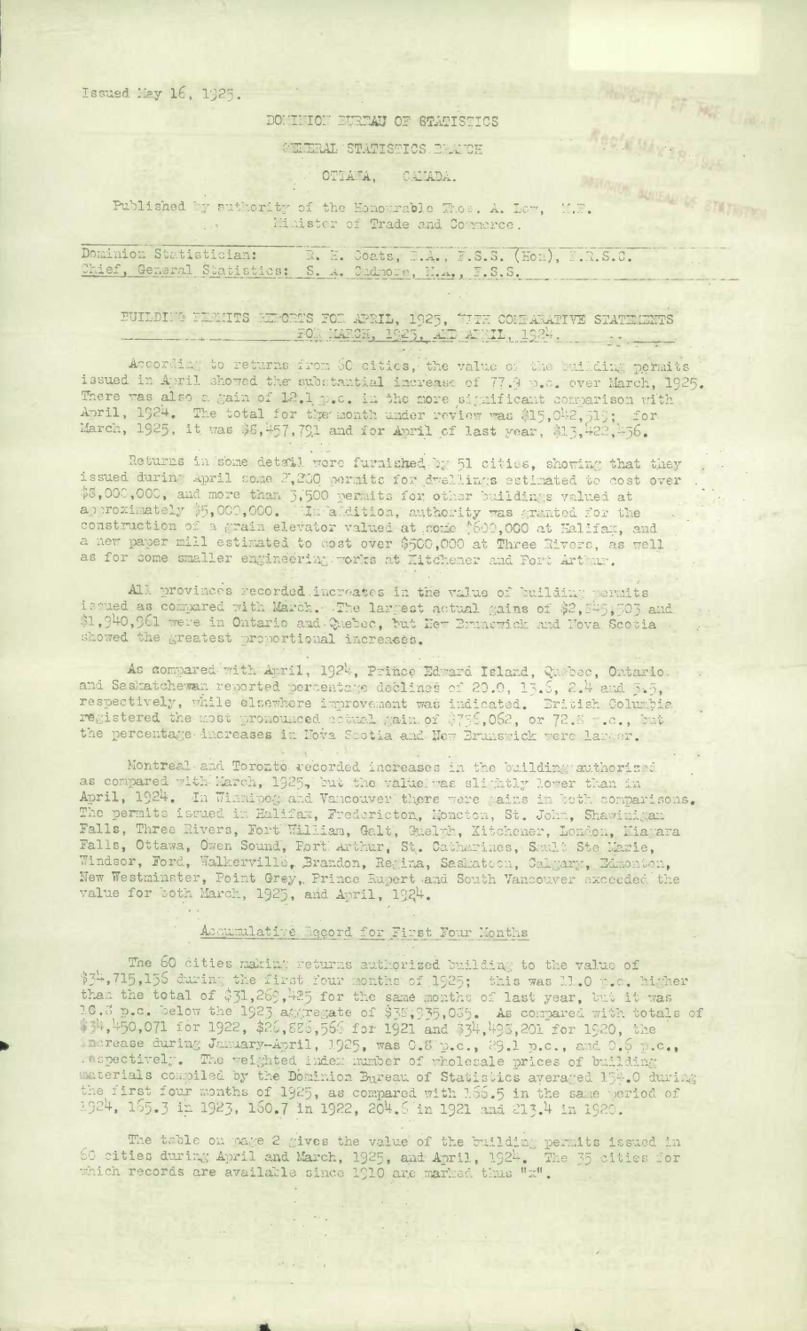Issued May 16, 1925.

DOMINION BUREAU OF STATISTICS

GENERAL STATISTICS BRANCH

OTTAWA, CANADA.

Published by authority of the Honourable Thos. A. Low, M.P.
Minister of Trade and Commerce.

Dominion Statistician: R. H. Coats, B.A., F.S.S. (Hon), F.R.S.C.
Chief, General Statistics: S. A. Cudmore, M.A., F.S.S.

## BUILDING PERMITS REPORTS FOR APRIL, 1925, WITH COMPARATIVE STATEMENTS FOR MARCH, 1925, AND APRIL, 1924.

According to returns from 60 cities, the value of the building permits issued in April showed the substantial increase of 77.9 p.c. over March, 1925. There was also a gain of 12.1 p.c. in the more significant comparison with April, 1924. The total for the month under review was $15,042,519; for March, 1925, it was $8,457,791 and for April of last year, $13,422,456.

Returns in some detail were furnished by 51 cities, showing that they issued during April some 2,200 permits for dwellings estimated to cost over $8,000,000, and more than 3,500 permits for other buildings valued at approximately $5,000,000. In addition, authority was granted for the construction of a grain elevator valued at some $600,000 at Halifax, and a new paper mill estimated to cost over $500,000 at Three Rivers, as well as for some smaller engineering works at Kitchener and Port Arthur.

All provinces recorded increases in the value of building permits issued as compared with March. The largest actual gains of $2,545,703 and $1,940,961 were in Ontario and Quebec, but New Brunswick and Nova Scotia showed the greatest proportional increases.

As compared with April, 1924, Prince Edward Island, Quebec, Ontario and Saskatchewan reported percentage declines of 20.9, 13.6, 2.4 and 5.5, respectively, while elsewhere improvement was indicated. British Columbia registered the most pronounced actual gain of $756,062, or 72.8 p.c., but the percentage increases in Nova Scotia and New Brunswick were larger.

Montreal and Toronto recorded increases in the building authorized as compared with March, 1925, but the value was slightly lower than in April, 1924. In Winnipeg and Vancouver there were gains in both comparisons. The permits issued in Halifax, Fredericton, Moncton, St. John, Shawinigan Falls, Three Rivers, Fort William, Galt, Guelph, Kitchener, London, Niagara Falls, Ottawa, Owen Sound, Port Arthur, St. Catharines, Sault Ste Marie, Windsor, Ford, Walkerville, Brandon, Regina, Saskatoon, Calgary, Edmonton, New Westminster, Point Grey, Prince Rupert and South Vancouver exceeded the value for both March, 1925, and April, 1924.

### Accumulative Record for First Four Months

The 60 cities making returns authorized building to the value of $34,715,156 during the first four months of 1925; this was 11.0 p.c. higher than the total of $31,269,425 for the same months of last year, but it was 16.8 p.c. below the 1923 aggregate of $35,935,035. As compared with totals of $34,450,071 for 1922, $26,886,569 for 1921 and $34,495,201 for 1920, the increase during January-April, 1925, was 0.8 p.c., 29.1 p.c., and 0.6 p.c., respectively. The weighted index number of wholesale prices of building materials compiled by the Dominion Bureau of Statistics averaged 154.0 during the first four months of 1925, as compared with 165.5 in the same period of 1924, 165.3 in 1923, 160.7 in 1922, 204.6 in 1921 and 213.4 in 1920.

The table on page 2 gives the value of the building permits issued in 60 cities during April and March, 1925, and April, 1924. The 35 cities for which records are available since 1910 are marked thus "x".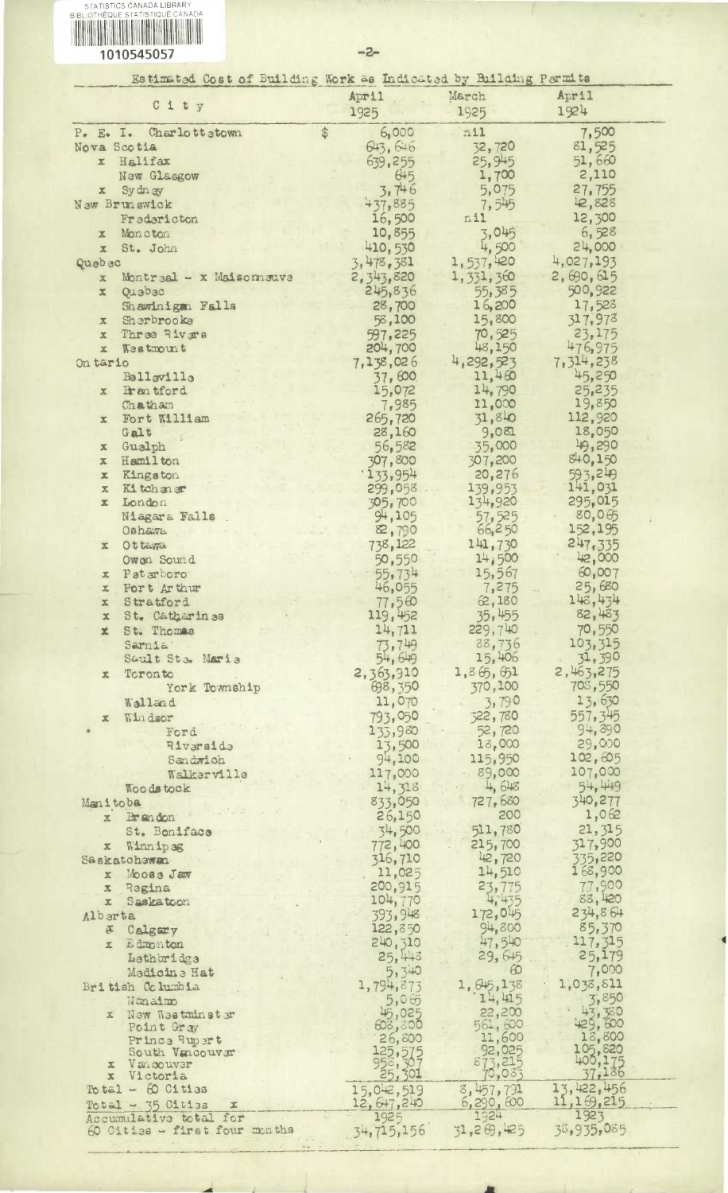Estimated Cost of Building Work as Indicated by Building Permits

| City | April 1925 | March 1925 | April 1924 |
|---|---|---|---|
| P. E. I. Charlottetown | $ 6,000 | nil | 7,500 |
| Nova Scotia | 643,646 | 32,720 | 81,525 |
| x Halifax | 639,255 | 25,945 | 51,660 |
| New Glasgow | 645 | 1,700 | 2,110 |
| x Sydney | 3,746 | 5,075 | 27,755 |
| New Brunswick | 437,885 | 7,545 | 42,828 |
| Fredericton | 16,500 | nil | 12,300 |
| x Moncton | 10,855 | 3,045 | 6,528 |
| x St. John | 410,530 | 4,500 | 24,000 |
| Quebec | 3,478,381 | 1,537,420 | 4,027,193 |
| x Montreal - x Maisonneuve | 2,343,820 | 1,331,360 | 2,690,615 |
| x Quebec | 245,836 | 55,385 | 500,922 |
| Shawinigan Falls | 28,700 | 16,200 | 17,528 |
| x Sherbrooke | 58,100 | 15,800 | 317,978 |
| x Three Rivers | 597,225 | 70,525 | 23,175 |
| x Westmount | 204,700 | 48,150 | 476,975 |
| Ontario | 7,138,026 | 4,292,523 | 7,314,238 |
| Belleville | 37,600 | 11,460 | 45,250 |
| x Brantford | 15,072 | 14,790 | 25,235 |
| Chatham | 7,985 | 11,000 | 19,850 |
| x Fort William | 265,720 | 31,840 | 112,920 |
| Galt | 28,160 | 9,081 | 18,050 |
| x Guelph | 56,582 | 35,000 | 49,290 |
| x Hamilton | 307,800 | 307,200 | 840,150 |
| x Kingston | 133,954 | 20,276 | 593,249 |
| x Kitchener | 299,058 | 139,953 | 141,031 |
| x London | 305,700 | 134,920 | 295,015 |
| Niagara Falls | 94,105 | 57,525 | 80,065 |
| Oshawa | 82,790 | 66,250 | 152,195 |
| x Ottawa | 738,122 | 141,730 | 247,335 |
| Owen Sound | 50,550 | 14,500 | 42,000 |
| x Peterboro | 55,734 | 15,567 | 60,007 |
| x Port Arthur | 46,055 | 7,275 | 25,680 |
| x Stratford | 77,560 | 62,180 | 148,434 |
| x St. Catharines | 119,452 | 35,455 | 82,483 |
| x St. Thomas | 14,711 | 229,740 | 70,550 |
| Sarnia | 73,749 | 88,736 | 103,315 |
| Sault Ste. Marie | 54,649 | 15,406 | 31,390 |
| x Toronto | 2,363,910 | 1,865,651 | 2,463,275 |
| York Township | 698,350 | 370,100 | 708,550 |
| Welland | 11,070 | 3,790 | 13,630 |
| x Windsor | 793,050 | 322,780 | 557,345 |
| Ford | 133,980 | 52,720 | 94,890 |
| Riverside | 13,500 | 18,000 | 29,000 |
| Sandwich | 94,100 | 115,950 | 102,605 |
| Walkerville | 117,000 | 89,000 | 107,000 |
| Woodstock | 14,318 | 4,648 | 54,449 |
| Manitoba | 833,050 | 727,680 | 340,277 |
| x Brandon | 26,150 | 200 | 1,062 |
| St. Boniface | 34,500 | 511,780 | 21,315 |
| x Winnipeg | 772,400 | 215,700 | 317,900 |
| Saskatchewan | 316,710 | 42,720 | 335,220 |
| x Moose Jaw | 11,025 | 14,510 | 168,900 |
| x Regina | 200,915 | 23,775 | 77,900 |
| x Saskatoon | 104,770 | 4,435 | 88,420 |
| Alberta | 393,948 | 172,045 | 234,864 |
| x Calgary | 122,850 | 94,800 | 85,370 |
| x Edmonton | 240,310 | 47,540 | 117,315 |
| Lethbridge | 25,443 | 29,645 | 25,179 |
| Medicine Hat | 5,340 | 60 | 7,000 |
| British Columbia | 1,794,873 | 1,645,138 | 1,038,811 |
| Nanaimo | 5,065 | 14,415 | 3,850 |
| x New Westminster | 45,025 | 22,200 | 43,380 |
| Point Grey | 608,800 | 561,600 | 429,600 |
| Prince Rupert | 26,800 | 11,600 | 18,800 |
| South Vancouver | 125,575 | 92,025 | 105,820 |
| x Vancouver | 958,307 | 873,215 | 400,175 |
| x Victoria | 25,301 | 70,083 | 37,186 |
| Total - 60 Cities | 15,042,519 | 8,457,791 | 13,422,456 |
| Total - 35 Cities x | 12,647,240 | 6,290,600 | 11,169,215 |
| Accumulative total for | 1925 | 1924 | 1923 |
| 60 Cities - first four months | 34,715,156 | 31,269,425 | 38,935,085 |